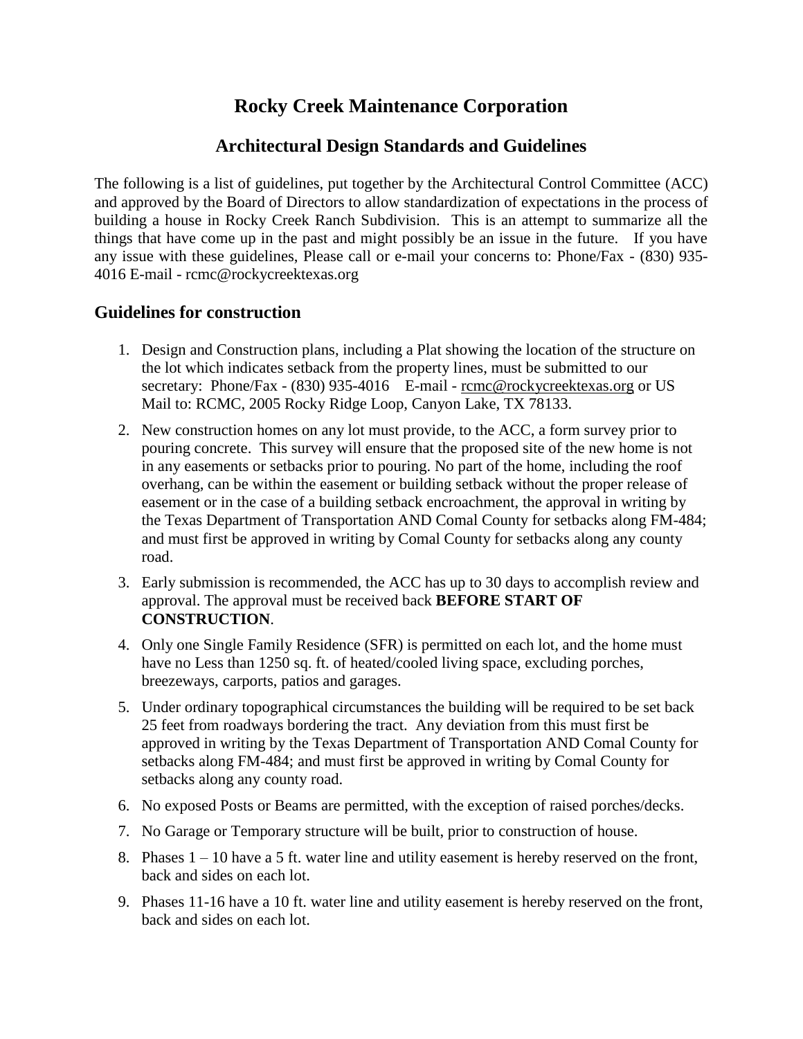# Rocky Creek Maintenance Corporation

## Architectural Design Standards and Guidelines

The following is a list of guidelines, put together by the Architectural Control Committee (ACC) and approved by the Board of Directors to allow standardization of expectations in the process of building a house in Rocky Creek Ranch Subdivision. This is an attempt to summarize all the things that have come up in the past and might possibly be an issue in the future. If you have any issue with these guidelines, Please call or e-mail your concerns to: Phone/Fax - (830) 935-4016 E-mail - rcmc@rockycreektexas.org

### Guidelines for construction

1. Design and Construction plans, including a Plat showing the location of the structure on the lot which indicates setback from the property lines, must be submitted to our secretary: Phone/Fax - (830) 935-4016 E-mail - rcmc@rockycreektexas.org or US Mail to: RCMC, 2005 Rocky Ridge Loop, Canyon Lake, TX 78133.
2. New construction homes on any lot must provide, to the ACC, a form survey prior to pouring concrete. This survey will ensure that the proposed site of the new home is not in any easements or setbacks prior to pouring. No part of the home, including the roof overhang, can be within the easement or building setback without the proper release of easement or in the case of a building setback encroachment, the approval in writing by the Texas Department of Transportation AND Comal County for setbacks along FM-484; and must first be approved in writing by Comal County for setbacks along any county road.
3. Early submission is recommended, the ACC has up to 30 days to accomplish review and approval. The approval must be received back **BEFORE START OF CONSTRUCTION**.
4. Only one Single Family Residence (SFR) is permitted on each lot, and the home must have no Less than 1250 sq. ft. of heated/cooled living space, excluding porches, breezeways, carports, patios and garages.
5. Under ordinary topographical circumstances the building will be required to be set back 25 feet from roadways bordering the tract. Any deviation from this must first be approved in writing by the Texas Department of Transportation AND Comal County for setbacks along FM-484; and must first be approved in writing by Comal County for setbacks along any county road.
6. No exposed Posts or Beams are permitted, with the exception of raised porches/decks.
7. No Garage or Temporary structure will be built, prior to construction of house.
8. Phases 1 – 10 have a 5 ft. water line and utility easement is hereby reserved on the front, back and sides on each lot.
9. Phases 11-16 have a 10 ft. water line and utility easement is hereby reserved on the front, back and sides on each lot.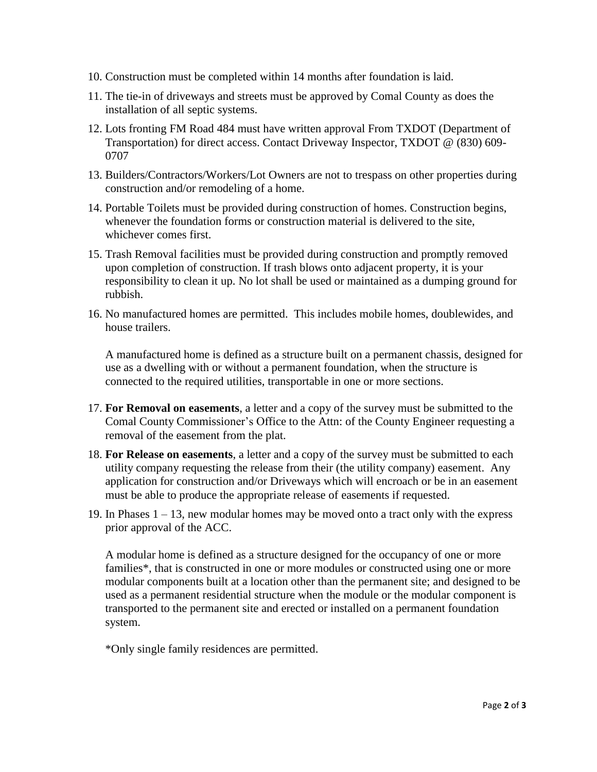10. Construction must be completed within 14 months after foundation is laid.
11. The tie-in of driveways and streets must be approved by Comal County as does the installation of all septic systems.
12. Lots fronting FM Road 484 must have written approval From TXDOT (Department of Transportation) for direct access. Contact Driveway Inspector, TXDOT @ (830) 609-0707
13. Builders/Contractors/Workers/Lot Owners are not to trespass on other properties during construction and/or remodeling of a home.
14. Portable Toilets must be provided during construction of homes. Construction begins, whenever the foundation forms or construction material is delivered to the site, whichever comes first.
15. Trash Removal facilities must be provided during construction and promptly removed upon completion of construction. If trash blows onto adjacent property, it is your responsibility to clean it up. No lot shall be used or maintained as a dumping ground for rubbish.
16. No manufactured homes are permitted. This includes mobile homes, doublewides, and house trailers.

    A manufactured home is defined as a structure built on a permanent chassis, designed for use as a dwelling with or without a permanent foundation, when the structure is connected to the required utilities, transportable in one or more sections.

17. **For Removal on easements**, a letter and a copy of the survey must be submitted to the Comal County Commissioner's Office to the Attn: of the County Engineer requesting a removal of the easement from the plat.
18. **For Release on easements**, a letter and a copy of the survey must be submitted to each utility company requesting the release from their (the utility company) easement. Any application for construction and/or Driveways which will encroach or be in an easement must be able to produce the appropriate release of easements if requested.
19. In Phases 1 – 13, new modular homes may be moved onto a tract only with the express prior approval of the ACC.

    A modular home is defined as a structure designed for the occupancy of one or more families*, that is constructed in one or more modules or constructed using one or more modular components built at a location other than the permanent site; and designed to be used as a permanent residential structure when the module or the modular component is transported to the permanent site and erected or installed on a permanent foundation system.

    *Only single family residences are permitted.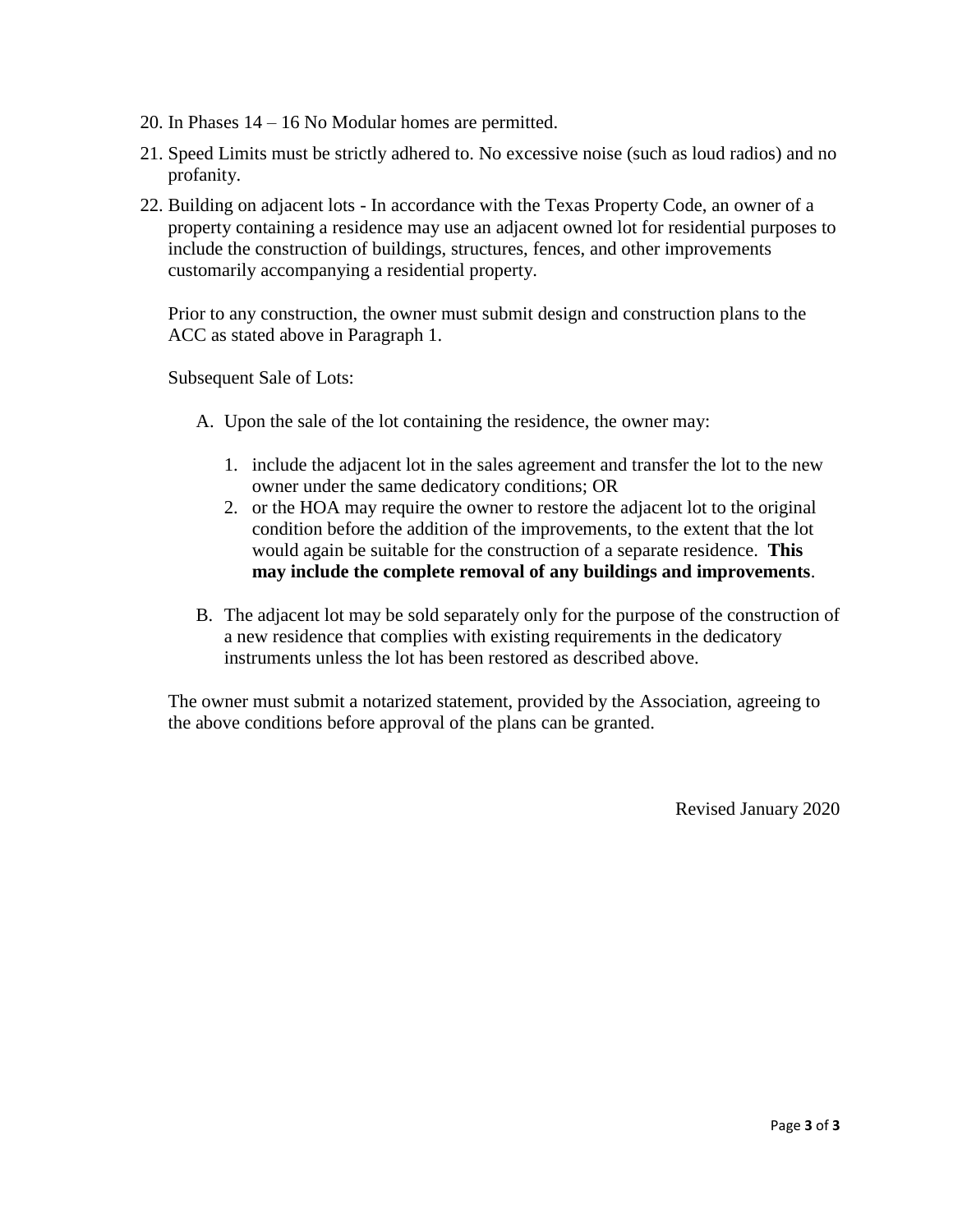20. In Phases 14 – 16 No Modular homes are permitted.

21. Speed Limits must be strictly adhered to. No excessive noise (such as loud radios) and no profanity.

22. Building on adjacent lots - In accordance with the Texas Property Code, an owner of a property containing a residence may use an adjacent owned lot for residential purposes to include the construction of buildings, structures, fences, and other improvements customarily accompanying a residential property.

    Prior to any construction, the owner must submit design and construction plans to the ACC as stated above in Paragraph 1.

    Subsequent Sale of Lots:

    A. Upon the sale of the lot containing the residence, the owner may:

        1. include the adjacent lot in the sales agreement and transfer the lot to the new owner under the same dedicatory conditions; OR
        2. or the HOA may require the owner to restore the adjacent lot to the original condition before the addition of the improvements, to the extent that the lot would again be suitable for the construction of a separate residence. **This may include the complete removal of any buildings and improvements**.

    B. The adjacent lot may be sold separately only for the purpose of the construction of a new residence that complies with existing requirements in the dedicatory instruments unless the lot has been restored as described above.

    The owner must submit a notarized statement, provided by the Association, agreeing to the above conditions before approval of the plans can be granted.

Revised January 2020